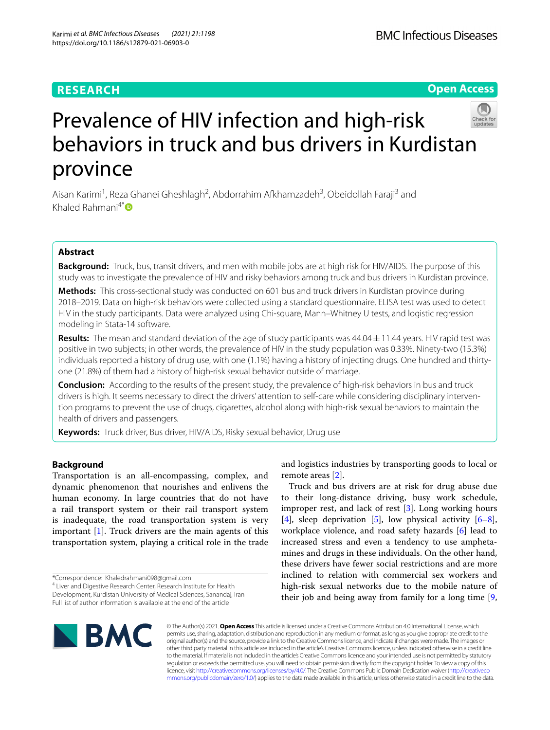RESEARCH

Open Access

# Prevalence of HIV infection and high-risk behaviors in truck and bus drivers in Kurdistan province

Aisan Karimi[1], Reza Ghanei Gheshlagh[2], Abdorrahim Afkhamzadeh[3], Obeidollah Faraji[3] and Khaled Rahmani[4*]

## Abstract

**Background:** Truck, bus, transit drivers, and men with mobile jobs are at high risk for HIV/AIDS. The purpose of this study was to investigate the prevalence of HIV and risky behaviors among truck and bus drivers in Kurdistan province.

**Methods:** This cross-sectional study was conducted on 601 bus and truck drivers in Kurdistan province during 2018–2019. Data on high-risk behaviors were collected using a standard questionnaire. ELISA test was used to detect HIV in the study participants. Data were analyzed using Chi-square, Mann–Whitney U tests, and logistic regression modeling in Stata-14 software.

**Results:** The mean and standard deviation of the age of study participants was 44.04 ± 11.44 years. HIV rapid test was positive in two subjects; in other words, the prevalence of HIV in the study population was 0.33%. Ninety-two (15.3%) individuals reported a history of drug use, with one (1.1%) having a history of injecting drugs. One hundred and thirty-one (21.8%) of them had a history of high-risk sexual behavior outside of marriage.

**Conclusion:** According to the results of the present study, the prevalence of high-risk behaviors in bus and truck drivers is high. It seems necessary to direct the drivers' attention to self-care while considering disciplinary intervention programs to prevent the use of drugs, cigarettes, alcohol along with high-risk sexual behaviors to maintain the health of drivers and passengers.

**Keywords:** Truck driver, Bus driver, HIV/AIDS, Risky sexual behavior, Drug use

## Background

Transportation is an all-encompassing, complex, and dynamic phenomenon that nourishes and enlivens the human economy. In large countries that do not have a rail transport system or their rail transport system is inadequate, the road transportation system is very important [1]. Truck drivers are the main agents of this transportation system, playing a critical role in the trade and logistics industries by transporting goods to local or remote areas [2].

Truck and bus drivers are at risk for drug abuse due to their long-distance driving, busy work schedule, improper rest, and lack of rest [3]. Long working hours [4], sleep deprivation [5], low physical activity [6–8], workplace violence, and road safety hazards [6] lead to increased stress and even a tendency to use amphetamines and drugs in these individuals. On the other hand, these drivers have fewer social restrictions and are more inclined to relation with commercial sex workers and high-risk sexual networks due to the mobile nature of their job and being away from family for a long time [9,

*Correspondence: Khaledrahmani098@gmail.com
[4] Liver and Digestive Research Center, Research Institute for Health Development, Kurdistan University of Medical Sciences, Sanandaj, Iran
Full list of author information is available at the end of the article

© The Author(s) 2021. **Open Access** This article is licensed under a Creative Commons Attribution 4.0 International License, which permits use, sharing, adaptation, distribution and reproduction in any medium or format, as long as you give appropriate credit to the original author(s) and the source, provide a link to the Creative Commons licence, and indicate if changes were made. The images or other third party material in this article are included in the article's Creative Commons licence, unless indicated otherwise in a credit line to the material. If material is not included in the article's Creative Commons licence and your intended use is not permitted by statutory regulation or exceeds the permitted use, you will need to obtain permission directly from the copyright holder. To view a copy of this licence, visit http://creativecommons.org/licenses/by/4.0/. The Creative Commons Public Domain Dedication waiver (http://creativecommons.org/publicdomain/zero/1.0/) applies to the data made available in this article, unless otherwise stated in a credit line to the data.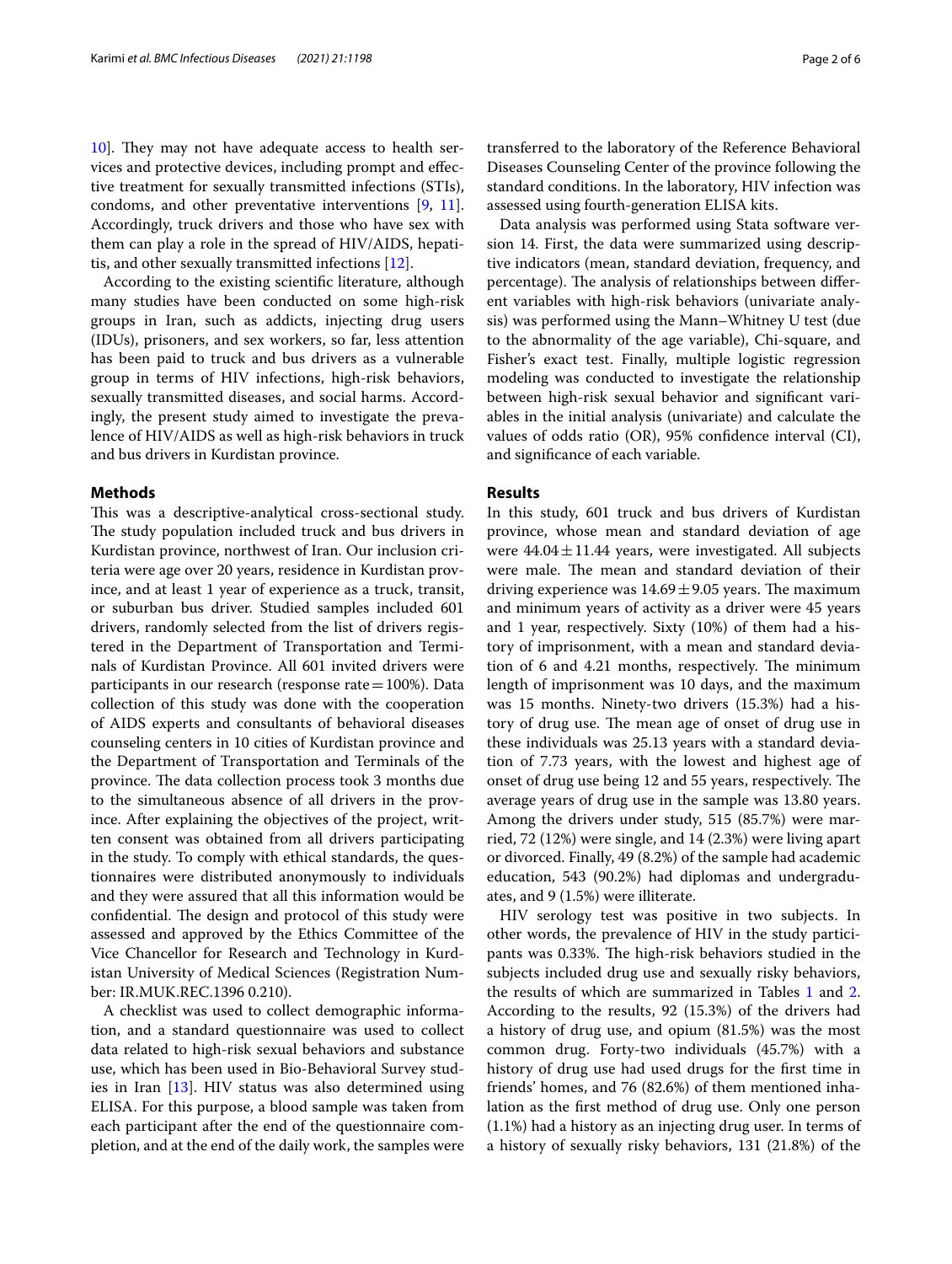10]. They may not have adequate access to health services and protective devices, including prompt and effective treatment for sexually transmitted infections (STIs), condoms, and other preventative interventions [9, 11]. Accordingly, truck drivers and those who have sex with them can play a role in the spread of HIV/AIDS, hepatitis, and other sexually transmitted infections [12].

According to the existing scientific literature, although many studies have been conducted on some high-risk groups in Iran, such as addicts, injecting drug users (IDUs), prisoners, and sex workers, so far, less attention has been paid to truck and bus drivers as a vulnerable group in terms of HIV infections, high-risk behaviors, sexually transmitted diseases, and social harms. Accordingly, the present study aimed to investigate the prevalence of HIV/AIDS as well as high-risk behaviors in truck and bus drivers in Kurdistan province.

## Methods

This was a descriptive-analytical cross-sectional study. The study population included truck and bus drivers in Kurdistan province, northwest of Iran. Our inclusion criteria were age over 20 years, residence in Kurdistan province, and at least 1 year of experience as a truck, transit, or suburban bus driver. Studied samples included 601 drivers, randomly selected from the list of drivers registered in the Department of Transportation and Terminals of Kurdistan Province. All 601 invited drivers were participants in our research (response rate = 100%). Data collection of this study was done with the cooperation of AIDS experts and consultants of behavioral diseases counseling centers in 10 cities of Kurdistan province and the Department of Transportation and Terminals of the province. The data collection process took 3 months due to the simultaneous absence of all drivers in the province. After explaining the objectives of the project, written consent was obtained from all drivers participating in the study. To comply with ethical standards, the questionnaires were distributed anonymously to individuals and they were assured that all this information would be confidential. The design and protocol of this study were assessed and approved by the Ethics Committee of the Vice Chancellor for Research and Technology in Kurdistan University of Medical Sciences (Registration Number: IR.MUK.REC.1396 0.210).

A checklist was used to collect demographic information, and a standard questionnaire was used to collect data related to high-risk sexual behaviors and substance use, which has been used in Bio-Behavioral Survey studies in Iran [13]. HIV status was also determined using ELISA. For this purpose, a blood sample was taken from each participant after the end of the questionnaire completion, and at the end of the daily work, the samples were transferred to the laboratory of the Reference Behavioral Diseases Counseling Center of the province following the standard conditions. In the laboratory, HIV infection was assessed using fourth-generation ELISA kits.

Data analysis was performed using Stata software version 14. First, the data were summarized using descriptive indicators (mean, standard deviation, frequency, and percentage). The analysis of relationships between different variables with high-risk behaviors (univariate analysis) was performed using the Mann–Whitney U test (due to the abnormality of the age variable), Chi-square, and Fisher's exact test. Finally, multiple logistic regression modeling was conducted to investigate the relationship between high-risk sexual behavior and significant variables in the initial analysis (univariate) and calculate the values of odds ratio (OR), 95% confidence interval (CI), and significance of each variable.

## Results

In this study, 601 truck and bus drivers of Kurdistan province, whose mean and standard deviation of age were $44.04 \pm 11.44$ years, were investigated. All subjects were male. The mean and standard deviation of their driving experience was $14.69 \pm 9.05$ years. The maximum and minimum years of activity as a driver were 45 years and 1 year, respectively. Sixty (10%) of them had a history of imprisonment, with a mean and standard deviation of 6 and 4.21 months, respectively. The minimum length of imprisonment was 10 days, and the maximum was 15 months. Ninety-two drivers (15.3%) had a history of drug use. The mean age of onset of drug use in these individuals was 25.13 years with a standard deviation of 7.73 years, with the lowest and highest age of onset of drug use being 12 and 55 years, respectively. The average years of drug use in the sample was 13.80 years. Among the drivers under study, 515 (85.7%) were married, 72 (12%) were single, and 14 (2.3%) were living apart or divorced. Finally, 49 (8.2%) of the sample had academic education, 543 (90.2%) had diplomas and undergraduates, and 9 (1.5%) were illiterate.

HIV serology test was positive in two subjects. In other words, the prevalence of HIV in the study participants was 0.33%. The high-risk behaviors studied in the subjects included drug use and sexually risky behaviors, the results of which are summarized in Tables 1 and 2. According to the results, 92 (15.3%) of the drivers had a history of drug use, and opium (81.5%) was the most common drug. Forty-two individuals (45.7%) with a history of drug use had used drugs for the first time in friends' homes, and 76 (82.6%) of them mentioned inhalation as the first method of drug use. Only one person (1.1%) had a history as an injecting drug user. In terms of a history of sexually risky behaviors, 131 (21.8%) of the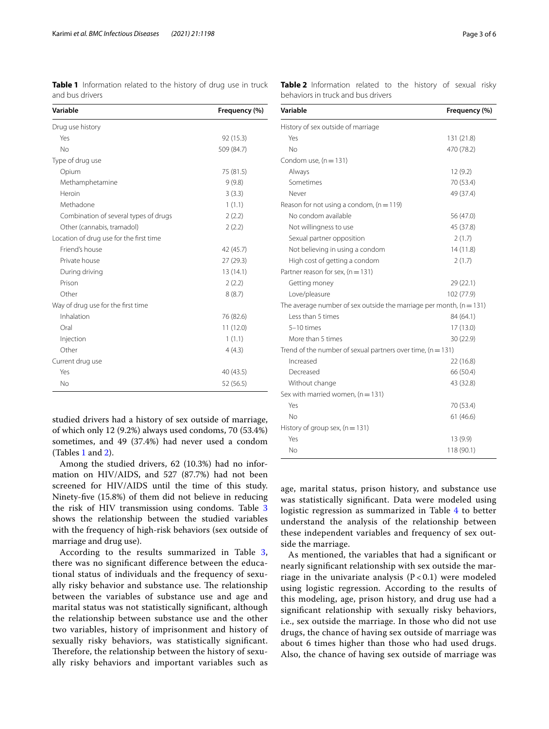**Table 1** Information related to the history of drug use in truck and bus drivers

| Variable | Frequency (%) |
|---|---|
| Drug use history | |
| Yes | 92 (15.3) |
| No | 509 (84.7) |
| Type of drug use | |
| Opium | 75 (81.5) |
| Methamphetamine | 9 (9.8) |
| Heroin | 3 (3.3) |
| Methadone | 1 (1.1) |
| Combination of several types of drugs | 2 (2.2) |
| Other (cannabis, tramadol) | 2 (2.2) |
| Location of drug use for the first time | |
| Friend's house | 42 (45.7) |
| Private house | 27 (29.3) |
| During driving | 13 (14.1) |
| Prison | 2 (2.2) |
| Other | 8 (8.7) |
| Way of drug use for the first time | |
| Inhalation | 76 (82.6) |
| Oral | 11 (12.0) |
| Injection | 1 (1.1) |
| Other | 4 (4.3) |
| Current drug use | |
| Yes | 40 (43.5) |
| No | 52 (56.5) |

studied drivers had a history of sex outside of marriage, of which only 12 (9.2%) always used condoms, 70 (53.4%) sometimes, and 49 (37.4%) had never used a condom (Tables 1 and 2).

Among the studied drivers, 62 (10.3%) had no information on HIV/AIDS, and 527 (87.7%) had not been screened for HIV/AIDS until the time of this study. Ninety-five (15.8%) of them did not believe in reducing the risk of HIV transmission using condoms. Table 3 shows the relationship between the studied variables with the frequency of high-risk behaviors (sex outside of marriage and drug use).

According to the results summarized in Table 3, there was no significant difference between the educational status of individuals and the frequency of sexually risky behavior and substance use. The relationship between the variables of substance use and age and marital status was not statistically significant, although the relationship between substance use and the other two variables, history of imprisonment and history of sexually risky behaviors, was statistically significant. Therefore, the relationship between the history of sexually risky behaviors and important variables such as

**Table 2** Information related to the history of sexual risky behaviors in truck and bus drivers

| Variable | Frequency (%) |
|---|---|
| History of sex outside of marriage | |
| Yes | 131 (21.8) |
| No | 470 (78.2) |
| Condom use, (n = 131) | |
| Always | 12 (9.2) |
| Sometimes | 70 (53.4) |
| Never | 49 (37.4) |
| Reason for not using a condom, (n = 119) | |
| No condom available | 56 (47.0) |
| Not willingness to use | 45 (37.8) |
| Sexual partner opposition | 2 (1.7) |
| Not believing in using a condom | 14 (11.8) |
| High cost of getting a condom | 2 (1.7) |
| Partner reason for sex, (n = 131) | |
| Getting money | 29 (22.1) |
| Love/pleasure | 102 (77.9) |
| The average number of sex outside the marriage per month, (n = 131) | |
| Less than 5 times | 84 (64.1) |
| 5–10 times | 17 (13.0) |
| More than 5 times | 30 (22.9) |
| Trend of the number of sexual partners over time, (n = 131) | |
| Increased | 22 (16.8) |
| Decreased | 66 (50.4) |
| Without change | 43 (32.8) |
| Sex with married women, (n = 131) | |
| Yes | 70 (53.4) |
| No | 61 (46.6) |
| History of group sex, (n = 131) | |
| Yes | 13 (9.9) |
| No | 118 (90.1) |

age, marital status, prison history, and substance use was statistically significant. Data were modeled using logistic regression as summarized in Table 4 to better understand the analysis of the relationship between these independent variables and frequency of sex outside the marriage.

As mentioned, the variables that had a significant or nearly significant relationship with sex outside the marriage in the univariate analysis ($P < 0.1$) were modeled using logistic regression. According to the results of this modeling, age, prison history, and drug use had a significant relationship with sexually risky behaviors, i.e., sex outside the marriage. In those who did not use drugs, the chance of having sex outside of marriage was about 6 times higher than those who had used drugs. Also, the chance of having sex outside of marriage was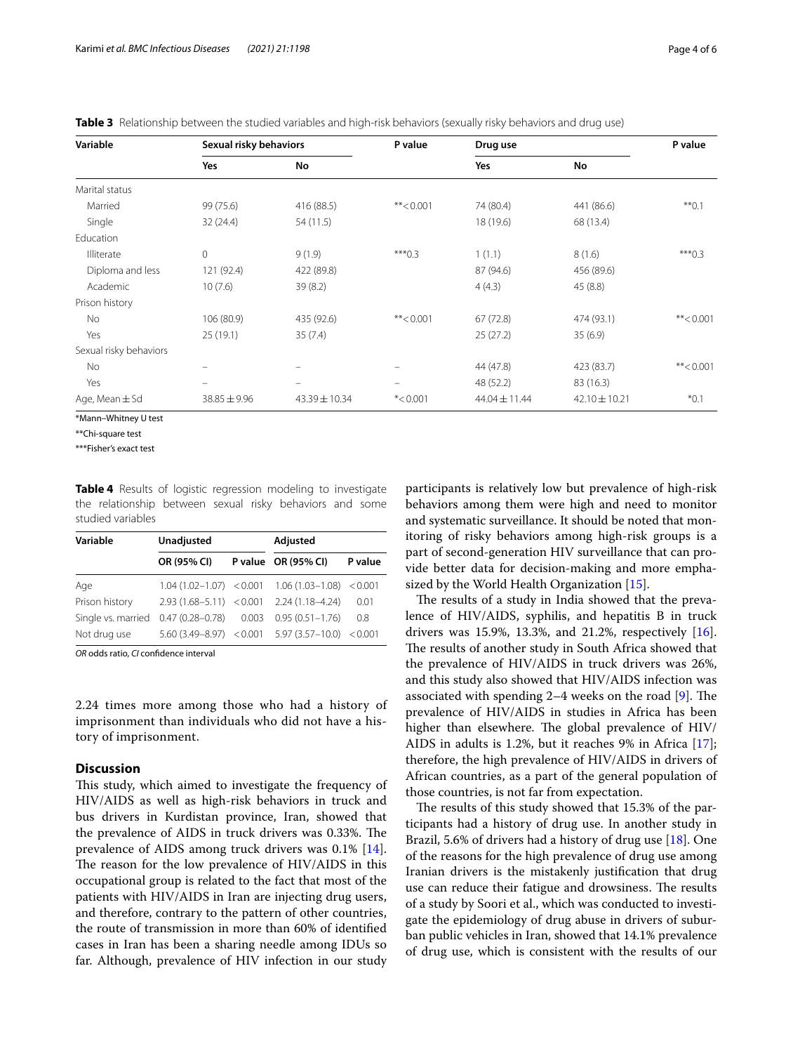**Table 3** Relationship between the studied variables and high-risk behaviors (sexually risky behaviors and drug use)

| Variable | Sexual risky behaviors | | P value | Drug use | | P value |
|---|---|---|---|---|---|---|
| | Yes | No | | Yes | No | |
| Marital status | | | | | | |
| Married | 99 (75.6) | 416 (88.5) | **< 0.001 | 74 (80.4) | 441 (86.6) | **0.1 |
| Single | 32 (24.4) | 54 (11.5) | | 18 (19.6) | 68 (13.4) | |
| Education | | | | | | |
| Illiterate | 0 | 9 (1.9) | ***0.3 | 1 (1.1) | 8 (1.6) | ***0.3 |
| Diploma and less | 121 (92.4) | 422 (89.8) | | 87 (94.6) | 456 (89.6) | |
| Academic | 10 (7.6) | 39 (8.2) | | 4 (4.3) | 45 (8.8) | |
| Prison history | | | | | | |
| No | 106 (80.9) | 435 (92.6) | **< 0.001 | 67 (72.8) | 474 (93.1) | **< 0.001 |
| Yes | 25 (19.1) | 35 (7.4) | | 25 (27.2) | 35 (6.9) | |
| Sexual risky behaviors | | | | | | |
| No | – | – | – | 44 (47.8) | 423 (83.7) | **< 0.001 |
| Yes | – | – | – | 48 (52.2) | 83 (16.3) | |
| Age, Mean ± Sd | 38.85 ± 9.96 | 43.39 ± 10.34 | *< 0.001 | 44.04 ± 11.44 | 42.10 ± 10.21 | *0.1 |

*Mann–Whitney U test

**Chi-square test

***Fisher's exact test

**Table 4** Results of logistic regression modeling to investigate the relationship between sexual risky behaviors and some studied variables

| Variable | Unadjusted | | Adjusted | |
|---|---|---|---|---|
| | OR (95% CI) | P value | OR (95% CI) | P value |
| Age | 1.04 (1.02–1.07) | < 0.001 | 1.06 (1.03–1.08) | < 0.001 |
| Prison history | 2.93 (1.68–5.11) | < 0.001 | 2.24 (1.18–4.24) | 0.01 |
| Single vs. married | 0.47 (0.28–0.78) | 0.003 | 0.95 (0.51–1.76) | 0.8 |
| Not drug use | 5.60 (3.49–8.97) | < 0.001 | 5.97 (3.57–10.0) | < 0.001 |

*OR* odds ratio, *CI* confidence interval

2.24 times more among those who had a history of imprisonment than individuals who did not have a history of imprisonment.

## Discussion

This study, which aimed to investigate the frequency of HIV/AIDS as well as high-risk behaviors in truck and bus drivers in Kurdistan province, Iran, showed that the prevalence of AIDS in truck drivers was 0.33%. The prevalence of AIDS among truck drivers was 0.1% [14]. The reason for the low prevalence of HIV/AIDS in this occupational group is related to the fact that most of the patients with HIV/AIDS in Iran are injecting drug users, and therefore, contrary to the pattern of other countries, the route of transmission in more than 60% of identified cases in Iran has been a sharing needle among IDUs so far. Although, prevalence of HIV infection in our study participants is relatively low but prevalence of high-risk behaviors among them were high and need to monitor and systematic surveillance. It should be noted that monitoring of risky behaviors among high-risk groups is a part of second-generation HIV surveillance that can provide better data for decision-making and more emphasized by the World Health Organization [15].

The results of a study in India showed that the prevalence of HIV/AIDS, syphilis, and hepatitis B in truck drivers was 15.9%, 13.3%, and 21.2%, respectively [16]. The results of another study in South Africa showed that the prevalence of HIV/AIDS in truck drivers was 26%, and this study also showed that HIV/AIDS infection was associated with spending 2–4 weeks on the road [9]. The prevalence of HIV/AIDS in studies in Africa has been higher than elsewhere. The global prevalence of HIV/AIDS in adults is 1.2%, but it reaches 9% in Africa [17]; therefore, the high prevalence of HIV/AIDS in drivers of African countries, as a part of the general population of those countries, is not far from expectation.

The results of this study showed that 15.3% of the participants had a history of drug use. In another study in Brazil, 5.6% of drivers had a history of drug use [18]. One of the reasons for the high prevalence of drug use among Iranian drivers is the mistakenly justification that drug use can reduce their fatigue and drowsiness. The results of a study by Soori et al., which was conducted to investigate the epidemiology of drug abuse in drivers of suburban public vehicles in Iran, showed that 14.1% prevalence of drug use, which is consistent with the results of our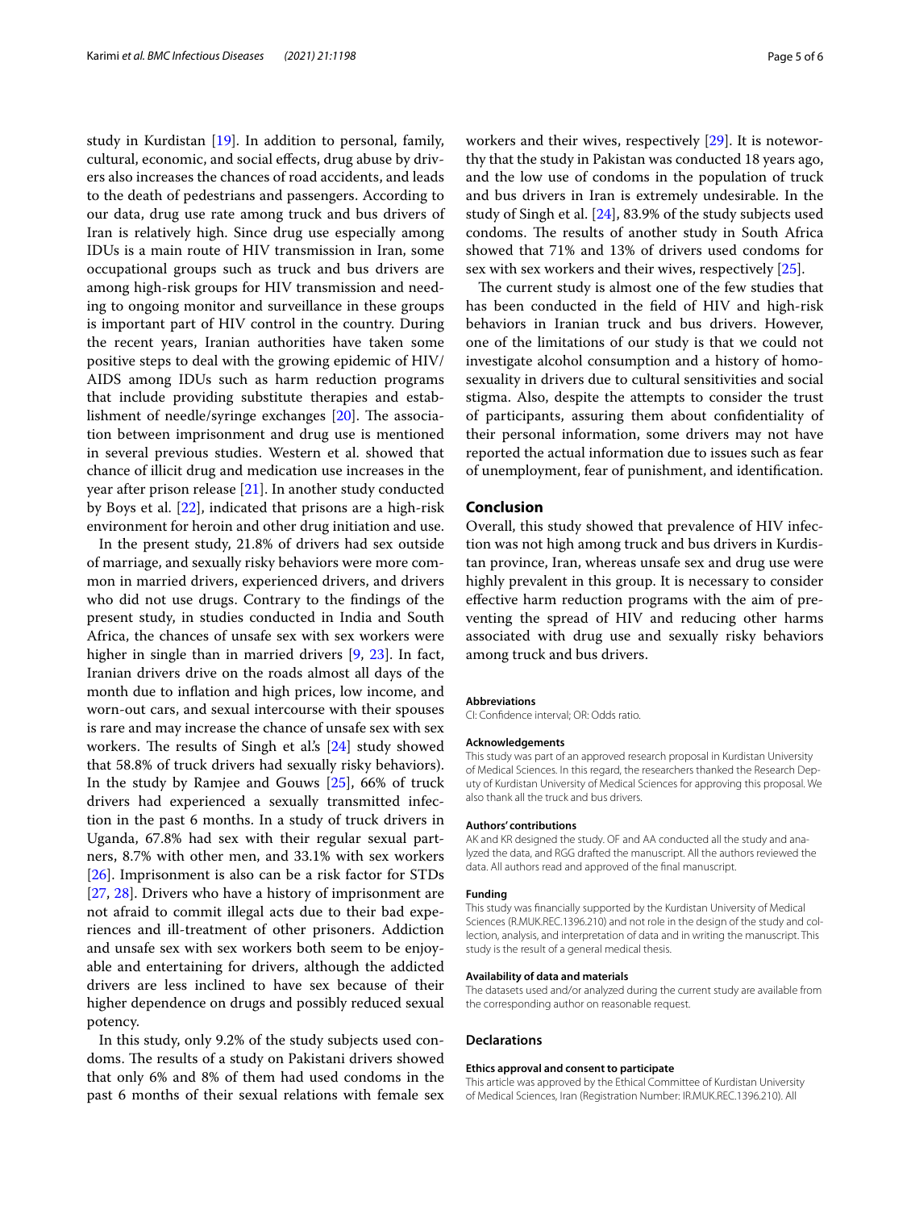study in Kurdistan [19]. In addition to personal, family, cultural, economic, and social effects, drug abuse by drivers also increases the chances of road accidents, and leads to the death of pedestrians and passengers. According to our data, drug use rate among truck and bus drivers of Iran is relatively high. Since drug use especially among IDUs is a main route of HIV transmission in Iran, some occupational groups such as truck and bus drivers are among high-risk groups for HIV transmission and needing to ongoing monitor and surveillance in these groups is important part of HIV control in the country. During the recent years, Iranian authorities have taken some positive steps to deal with the growing epidemic of HIV/AIDS among IDUs such as harm reduction programs that include providing substitute therapies and establishment of needle/syringe exchanges [20]. The association between imprisonment and drug use is mentioned in several previous studies. Western et al. showed that chance of illicit drug and medication use increases in the year after prison release [21]. In another study conducted by Boys et al. [22], indicated that prisons are a high-risk environment for heroin and other drug initiation and use.

In the present study, 21.8% of drivers had sex outside of marriage, and sexually risky behaviors were more common in married drivers, experienced drivers, and drivers who did not use drugs. Contrary to the findings of the present study, in studies conducted in India and South Africa, the chances of unsafe sex with sex workers were higher in single than in married drivers [9, 23]. In fact, Iranian drivers drive on the roads almost all days of the month due to inflation and high prices, low income, and worn-out cars, and sexual intercourse with their spouses is rare and may increase the chance of unsafe sex with sex workers. The results of Singh et al.'s [24] study showed that 58.8% of truck drivers had sexually risky behaviors). In the study by Ramjee and Gouws [25], 66% of truck drivers had experienced a sexually transmitted infection in the past 6 months. In a study of truck drivers in Uganda, 67.8% had sex with their regular sexual partners, 8.7% with other men, and 33.1% with sex workers [26]. Imprisonment is also can be a risk factor for STDs [27, 28]. Drivers who have a history of imprisonment are not afraid to commit illegal acts due to their bad experiences and ill-treatment of other prisoners. Addiction and unsafe sex with sex workers both seem to be enjoyable and entertaining for drivers, although the addicted drivers are less inclined to have sex because of their higher dependence on drugs and possibly reduced sexual potency.

In this study, only 9.2% of the study subjects used condoms. The results of a study on Pakistani drivers showed that only 6% and 8% of them had used condoms in the past 6 months of their sexual relations with female sex workers and their wives, respectively [29]. It is noteworthy that the study in Pakistan was conducted 18 years ago, and the low use of condoms in the population of truck and bus drivers in Iran is extremely undesirable. In the study of Singh et al. [24], 83.9% of the study subjects used condoms. The results of another study in South Africa showed that 71% and 13% of drivers used condoms for sex with sex workers and their wives, respectively [25].

The current study is almost one of the few studies that has been conducted in the field of HIV and high-risk behaviors in Iranian truck and bus drivers. However, one of the limitations of our study is that we could not investigate alcohol consumption and a history of homosexuality in drivers due to cultural sensitivities and social stigma. Also, despite the attempts to consider the trust of participants, assuring them about confidentiality of their personal information, some drivers may not have reported the actual information due to issues such as fear of unemployment, fear of punishment, and identification.

## Conclusion

Overall, this study showed that prevalence of HIV infection was not high among truck and bus drivers in Kurdistan province, Iran, whereas unsafe sex and drug use were highly prevalent in this group. It is necessary to consider effective harm reduction programs with the aim of preventing the spread of HIV and reducing other harms associated with drug use and sexually risky behaviors among truck and bus drivers.

#### Abbreviations
CI: Confidence interval; OR: Odds ratio.

#### Acknowledgements
This study was part of an approved research proposal in Kurdistan University of Medical Sciences. In this regard, the researchers thanked the Research Deputy of Kurdistan University of Medical Sciences for approving this proposal. We also thank all the truck and bus drivers.

#### Authors' contributions
AK and KR designed the study. OF and AA conducted all the study and analyzed the data, and RGG drafted the manuscript. All the authors reviewed the data. All authors read and approved of the final manuscript.

#### Funding
This study was financially supported by the Kurdistan University of Medical Sciences (R.MUK.REC.1396.210) and not role in the design of the study and collection, analysis, and interpretation of data and in writing the manuscript. This study is the result of a general medical thesis.

#### Availability of data and materials
The datasets used and/or analyzed during the current study are available from the corresponding author on reasonable request.

### Declarations

#### Ethics approval and consent to participate
This article was approved by the Ethical Committee of Kurdistan University of Medical Sciences, Iran (Registration Number: IR.MUK.REC.1396.210). All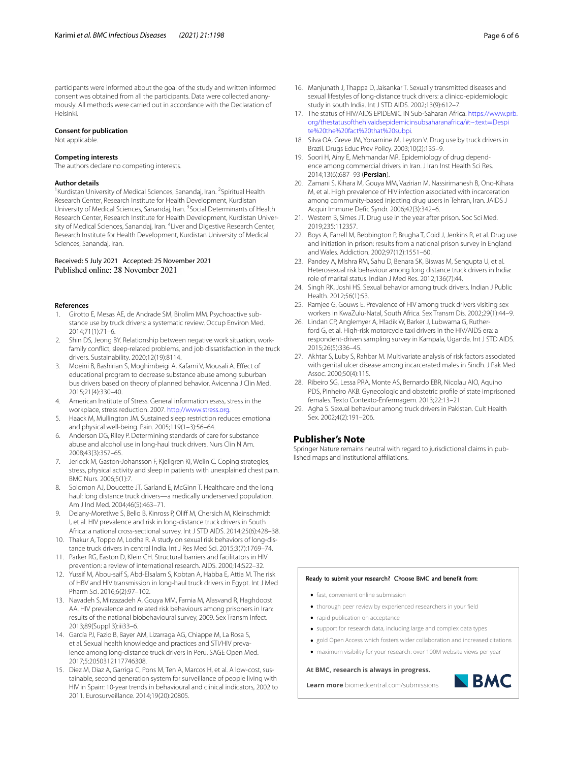participants were informed about the goal of the study and written informed consent was obtained from all the participants. Data were collected anonymously. All methods were carried out in accordance with the Declaration of Helsinki.

### Consent for publication

Not applicable.

### Competing interests

The authors declare no competing interests.

### Author details

[1]Kurdistan University of Medical Sciences, Sanandaj, Iran. [2]Spiritual Health Research Center, Research Institute for Health Development, Kurdistan University of Medical Sciences, Sanandaj, Iran. [3]Social Determinants of Health Research Center, Research Institute for Health Development, Kurdistan University of Medical Sciences, Sanandaj, Iran. [4]Liver and Digestive Research Center, Research Institute for Health Development, Kurdistan University of Medical Sciences, Sanandaj, Iran.

Received: 5 July 2021 Accepted: 25 November 2021
Published online: 28 November 2021

### References

1. Girotto E, Mesas AE, de Andrade SM, Birolim MM. Psychoactive substance use by truck drivers: a systematic review. Occup Environ Med. 2014;71(1):71–6.
2. Shin DS, Jeong BY. Relationship between negative work situation, work-family conflict, sleep-related problems, and job dissatisfaction in the truck drivers. Sustainability. 2020;12(19):8114.
3. Moeini B, Bashirian S, Moghimbeigi A, Kafami V, Mousali A. Effect of educational program to decrease substance abuse among suburban bus drivers based on theory of planned behavior. Avicenna J Clin Med. 2015;21(4):330–40.
4. American Institute of Stress. General information esass, stress in the workplace, stress reduction. 2007. http://www.stress.org.
5. Haack M, Mullington JM. Sustained sleep restriction reduces emotional and physical well-being. Pain. 2005;119(1–3):56–64.
6. Anderson DG, Riley P. Determining standards of care for substance abuse and alcohol use in long-haul truck drivers. Nurs Clin N Am. 2008;43(3):357–65.
7. Jerlock M, Gaston-Johansson F, Kjellgren KI, Welin C. Coping strategies, stress, physical activity and sleep in patients with unexplained chest pain. BMC Nurs. 2006;5(1):7.
8. Solomon AJ, Doucette JT, Garland E, McGinn T. Healthcare and the long haul: long distance truck drivers—a medically underserved population. Am J Ind Med. 2004;46(5):463–71.
9. Delany-Moretlwe S, Bello B, Kinross P, Oliff M, Chersich M, Kleinschmidt I, et al. HIV prevalence and risk in long-distance truck drivers in South Africa: a national cross-sectional survey. Int J STD AIDS. 2014;25(6):428–38.
10. Thakur A, Toppo M, Lodha R. A study on sexual risk behaviors of long-distance truck drivers in central India. Int J Res Med Sci. 2015;3(7):1769–74.
11. Parker RG, Easton D, Klein CH. Structural barriers and facilitators in HIV prevention: a review of international research. AIDS. 2000;14:S22–32.
12. Yussif M, Abou-saif S, Abd-Elsalam S, Kobtan A, Habba E, Attia M. The risk of HBV and HIV transmission in long-haul truck drivers in Egypt. Int J Med Pharm Sci. 2016;6(2):97–102.
13. Navadeh S, Mirzazadeh A, Gouya MM, Farnia M, Alasvand R, Haghdoost AA. HIV prevalence and related risk behaviours among prisoners in Iran: results of the national biobehavioural survey, 2009. Sex Transm Infect. 2013;89(Suppl 3):iii33–6.
14. García PJ, Fazio B, Bayer AM, Lizarraga AG, Chiappe M, La Rosa S, et al. Sexual health knowledge and practices and STI/HIV prevalence among long-distance truck drivers in Peru. SAGE Open Med. 2017;5:2050312117746308.
15. Diez M, Diaz A, Garriga C, Pons M, Ten A, Marcos H, et al. A low-cost, sustainable, second generation system for surveillance of people living with HIV in Spain: 10-year trends in behavioural and clinical indicators, 2002 to 2011. Eurosurveillance. 2014;19(20):20805.
16. Manjunath J, Thappa D, Jaisankar T. Sexually transmitted diseases and sexual lifestyles of long-distance truck drivers: a clinico-epidemiologic study in south India. Int J STD AIDS. 2002;13(9):612–7.
17. The status of HIV/AIDS EPIDEMIC IN Sub-Saharan Africa. https://www.prb.org/thestatusofthehivaidsepidemicinsubsaharanafrica/#:~:text=Despite%20the%20fact%20that%20subpi.
18. Silva OA, Greve JM, Yonamine M, Leyton V. Drug use by truck drivers in Brazil. Drugs Educ Prev Policy. 2003;10(2):135–9.
19. Soori H, Ainy E, Mehmandar MR. Epidemiology of drug dependence among commercial drivers in Iran. J Iran Inst Health Sci Res. 2014;13(6):687–93 (**Persian**).
20. Zamani S, Kihara M, Gouya MM, Vazirian M, Nassirimanesh B, Ono-Kihara M, et al. High prevalence of HIV infection associated with incarceration among community-based injecting drug users in Tehran, Iran. JAIDS J Acquir Immune Defic Syndr. 2006;42(3):342–6.
21. Western B, Simes JT. Drug use in the year after prison. Soc Sci Med. 2019;235:112357.
22. Boys A, Farrell M, Bebbington P, Brugha T, Coid J, Jenkins R, et al. Drug use and initiation in prison: results from a national prison survey in England and Wales. Addiction. 2002;97(12):1551–60.
23. Pandey A, Mishra RM, Sahu D, Benara SK, Biswas M, Sengupta U, et al. Heterosexual risk behaviour among long distance truck drivers in India: role of marital status. Indian J Med Res. 2012;136(7):44.
24. Singh RK, Joshi HS. Sexual behavior among truck drivers. Indian J Public Health. 2012;56(1):53.
25. Ramjee G, Gouws E. Prevalence of HIV among truck drivers visiting sex workers in KwaZulu-Natal, South Africa. Sex Transm Dis. 2002;29(1):44–9.
26. Lindan CP, Anglemyer A, Hladik W, Barker J, Lubwama G, Rutherford G, et al. High-risk motorcycle taxi drivers in the HIV/AIDS era: a respondent-driven sampling survey in Kampala, Uganda. Int J STD AIDS. 2015;26(5):336–45.
27. Akhtar S, Luby S, Rahbar M. Multivariate analysis of risk factors associated with genital ulcer disease among incarcerated males in Sindh. J Pak Med Assoc. 2000;50(4):115.
28. Ribeiro SG, Lessa PRA, Monte AS, Bernardo EBR, Nicolau AIO, Aquino PDS, Pinheiro AKB. Gynecologic and obstetric profile of state imprisoned females. Texto Contexto-Enfermagem. 2013;22:13–21.
29. Agha S. Sexual behaviour among truck drivers in Pakistan. Cult Health Sex. 2002;4(2):191–206.

## Publisher's Note

Springer Nature remains neutral with regard to jurisdictional claims in published maps and institutional affiliations.

Ready to submit your research? Choose BMC and benefit from:

- fast, convenient online submission
- thorough peer review by experienced researchers in your field
- rapid publication on acceptance
- support for research data, including large and complex data types
- gold Open Access which fosters wider collaboration and increased citations
- maximum visibility for your research: over 100M website views per year

**At BMC, research is always in progress.**

**Learn more** biomedcentral.com/submissions

BMC